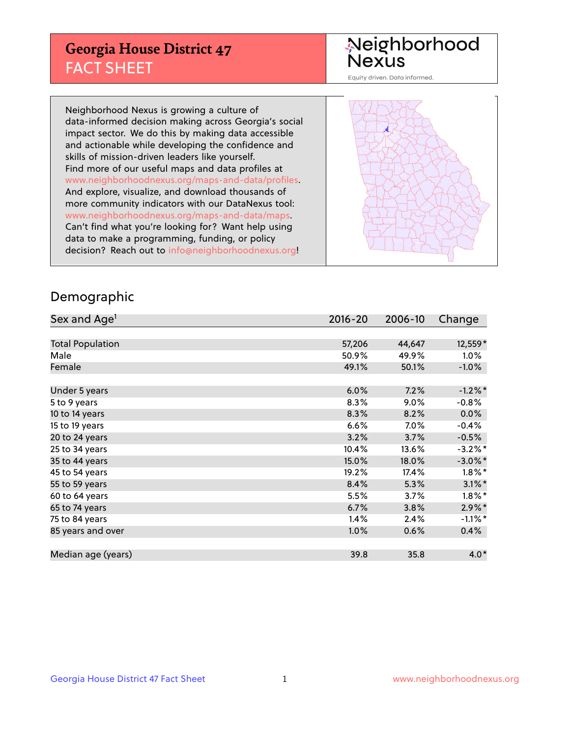# Georgia House District 47

## FACT SHEET

Neighborhood Nexus

Equity driven. Data informed.

Neighborhood Nexus is growing a culture of data-informed decision making across Georgia's social impact sector. We do this by making data accessible and actionable while developing the confidence and skills of mission-driven leaders like yourself. Find more of our useful maps and data profiles at www.neighborhoodnexus.org/maps-and-data/profiles. And explore, visualize, and download thousands of more community indicators with our DataNexus tool: www.neighborhoodnexus.org/maps-and-data/maps. Can't find what you're looking for? Want help using data to make a programming, funding, or policy decision? Reach out to info@neighborhoodnexus.org!

## Demographic

| Sex and Age[1] | 2016-20 | 2006-10 | Change |
|---|---|---|---|
| Total Population | 57,206 | 44,647 | 12,559* |
| Male | 50.9% | 49.9% | 1.0% |
| Female | 49.1% | 50.1% | -1.0% |
| | | | |
| Under 5 years | 6.0% | 7.2% | -1.2%* |
| 5 to 9 years | 8.3% | 9.0% | -0.8% |
| 10 to 14 years | 8.3% | 8.2% | 0.0% |
| 15 to 19 years | 6.6% | 7.0% | -0.4% |
| 20 to 24 years | 3.2% | 3.7% | -0.5% |
| 25 to 34 years | 10.4% | 13.6% | -3.2%* |
| 35 to 44 years | 15.0% | 18.0% | -3.0%* |
| 45 to 54 years | 19.2% | 17.4% | 1.8%* |
| 55 to 59 years | 8.4% | 5.3% | 3.1%* |
| 60 to 64 years | 5.5% | 3.7% | 1.8%* |
| 65 to 74 years | 6.7% | 3.8% | 2.9%* |
| 75 to 84 years | 1.4% | 2.4% | -1.1%* |
| 85 years and over | 1.0% | 0.6% | 0.4% |
| | | | |
| Median age (years) | 39.8 | 35.8 | 4.0* |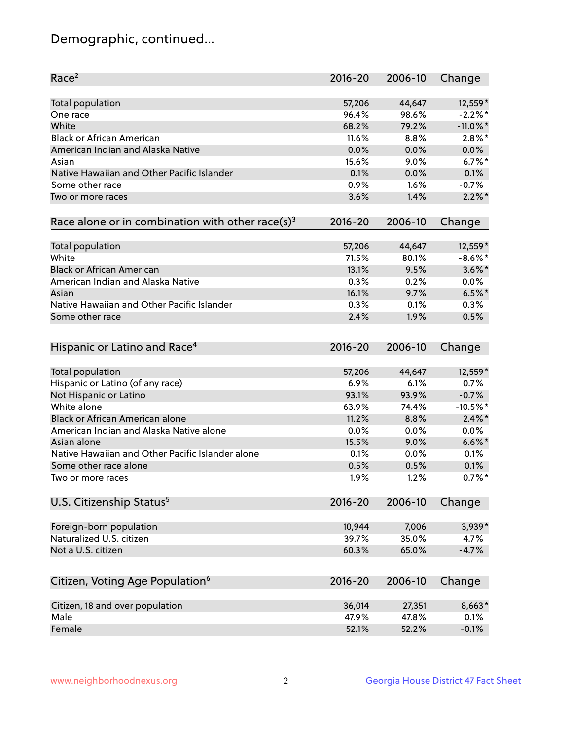# Demographic, continued...

| Race[2] | 2016-20 | 2006-10 | Change |
|---|---|---|---|
| Total population | 57,206 | 44,647 | 12,559* |
| One race | 96.4% | 98.6% | -2.2%* |
| White | 68.2% | 79.2% | -11.0%* |
| Black or African American | 11.6% | 8.8% | 2.8%* |
| American Indian and Alaska Native | 0.0% | 0.0% | 0.0% |
| Asian | 15.6% | 9.0% | 6.7%* |
| Native Hawaiian and Other Pacific Islander | 0.1% | 0.0% | 0.1% |
| Some other race | 0.9% | 1.6% | -0.7% |
| Two or more races | 3.6% | 1.4% | 2.2%* |

| Race alone or in combination with other race(s)[3] | 2016-20 | 2006-10 | Change |
|---|---|---|---|
| Total population | 57,206 | 44,647 | 12,559* |
| White | 71.5% | 80.1% | -8.6%* |
| Black or African American | 13.1% | 9.5% | 3.6%* |
| American Indian and Alaska Native | 0.3% | 0.2% | 0.0% |
| Asian | 16.1% | 9.7% | 6.5%* |
| Native Hawaiian and Other Pacific Islander | 0.3% | 0.1% | 0.3% |
| Some other race | 2.4% | 1.9% | 0.5% |

| Hispanic or Latino and Race[4] | 2016-20 | 2006-10 | Change |
|---|---|---|---|
| Total population | 57,206 | 44,647 | 12,559* |
| Hispanic or Latino (of any race) | 6.9% | 6.1% | 0.7% |
| Not Hispanic or Latino | 93.1% | 93.9% | -0.7% |
| White alone | 63.9% | 74.4% | -10.5%* |
| Black or African American alone | 11.2% | 8.8% | 2.4%* |
| American Indian and Alaska Native alone | 0.0% | 0.0% | 0.0% |
| Asian alone | 15.5% | 9.0% | 6.6%* |
| Native Hawaiian and Other Pacific Islander alone | 0.1% | 0.0% | 0.1% |
| Some other race alone | 0.5% | 0.5% | 0.1% |
| Two or more races | 1.9% | 1.2% | 0.7%* |

| U.S. Citizenship Status[5] | 2016-20 | 2006-10 | Change |
|---|---|---|---|
| Foreign-born population | 10,944 | 7,006 | 3,939* |
| Naturalized U.S. citizen | 39.7% | 35.0% | 4.7% |
| Not a U.S. citizen | 60.3% | 65.0% | -4.7% |

| Citizen, Voting Age Population[6] | 2016-20 | 2006-10 | Change |
|---|---|---|---|
| Citizen, 18 and over population | 36,014 | 27,351 | 8,663* |
| Male | 47.9% | 47.8% | 0.1% |
| Female | 52.1% | 52.2% | -0.1% |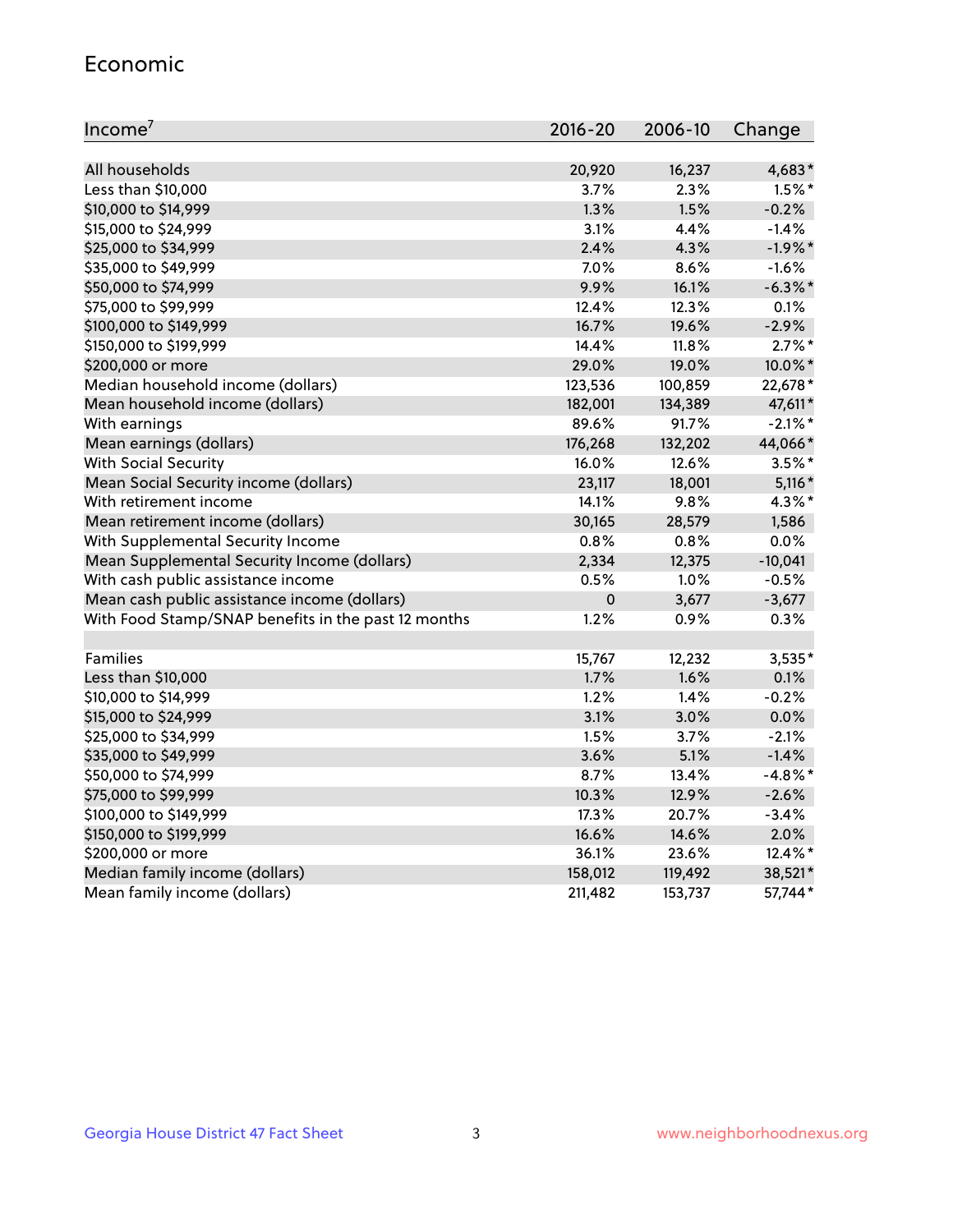## Economic

| Income[7] | 2016-20 | 2006-10 | Change |
|---|---|---|---|
| All households | 20,920 | 16,237 | 4,683* |
| Less than $10,000 | 3.7% | 2.3% | 1.5%* |
| $10,000 to $14,999 | 1.3% | 1.5% | -0.2% |
| $15,000 to $24,999 | 3.1% | 4.4% | -1.4% |
| $25,000 to $34,999 | 2.4% | 4.3% | -1.9%* |
| $35,000 to $49,999 | 7.0% | 8.6% | -1.6% |
| $50,000 to $74,999 | 9.9% | 16.1% | -6.3%* |
| $75,000 to $99,999 | 12.4% | 12.3% | 0.1% |
| $100,000 to $149,999 | 16.7% | 19.6% | -2.9% |
| $150,000 to $199,999 | 14.4% | 11.8% | 2.7%* |
| $200,000 or more | 29.0% | 19.0% | 10.0%* |
| Median household income (dollars) | 123,536 | 100,859 | 22,678* |
| Mean household income (dollars) | 182,001 | 134,389 | 47,611* |
| With earnings | 89.6% | 91.7% | -2.1%* |
| Mean earnings (dollars) | 176,268 | 132,202 | 44,066* |
| With Social Security | 16.0% | 12.6% | 3.5%* |
| Mean Social Security income (dollars) | 23,117 | 18,001 | 5,116* |
| With retirement income | 14.1% | 9.8% | 4.3%* |
| Mean retirement income (dollars) | 30,165 | 28,579 | 1,586 |
| With Supplemental Security Income | 0.8% | 0.8% | 0.0% |
| Mean Supplemental Security Income (dollars) | 2,334 | 12,375 | -10,041 |
| With cash public assistance income | 0.5% | 1.0% | -0.5% |
| Mean cash public assistance income (dollars) | 0 | 3,677 | -3,677 |
| With Food Stamp/SNAP benefits in the past 12 months | 1.2% | 0.9% | 0.3% |
| | | | |
| Families | 15,767 | 12,232 | 3,535* |
| Less than $10,000 | 1.7% | 1.6% | 0.1% |
| $10,000 to $14,999 | 1.2% | 1.4% | -0.2% |
| $15,000 to $24,999 | 3.1% | 3.0% | 0.0% |
| $25,000 to $34,999 | 1.5% | 3.7% | -2.1% |
| $35,000 to $49,999 | 3.6% | 5.1% | -1.4% |
| $50,000 to $74,999 | 8.7% | 13.4% | -4.8%* |
| $75,000 to $99,999 | 10.3% | 12.9% | -2.6% |
| $100,000 to $149,999 | 17.3% | 20.7% | -3.4% |
| $150,000 to $199,999 | 16.6% | 14.6% | 2.0% |
| $200,000 or more | 36.1% | 23.6% | 12.4%* |
| Median family income (dollars) | 158,012 | 119,492 | 38,521* |
| Mean family income (dollars) | 211,482 | 153,737 | 57,744* |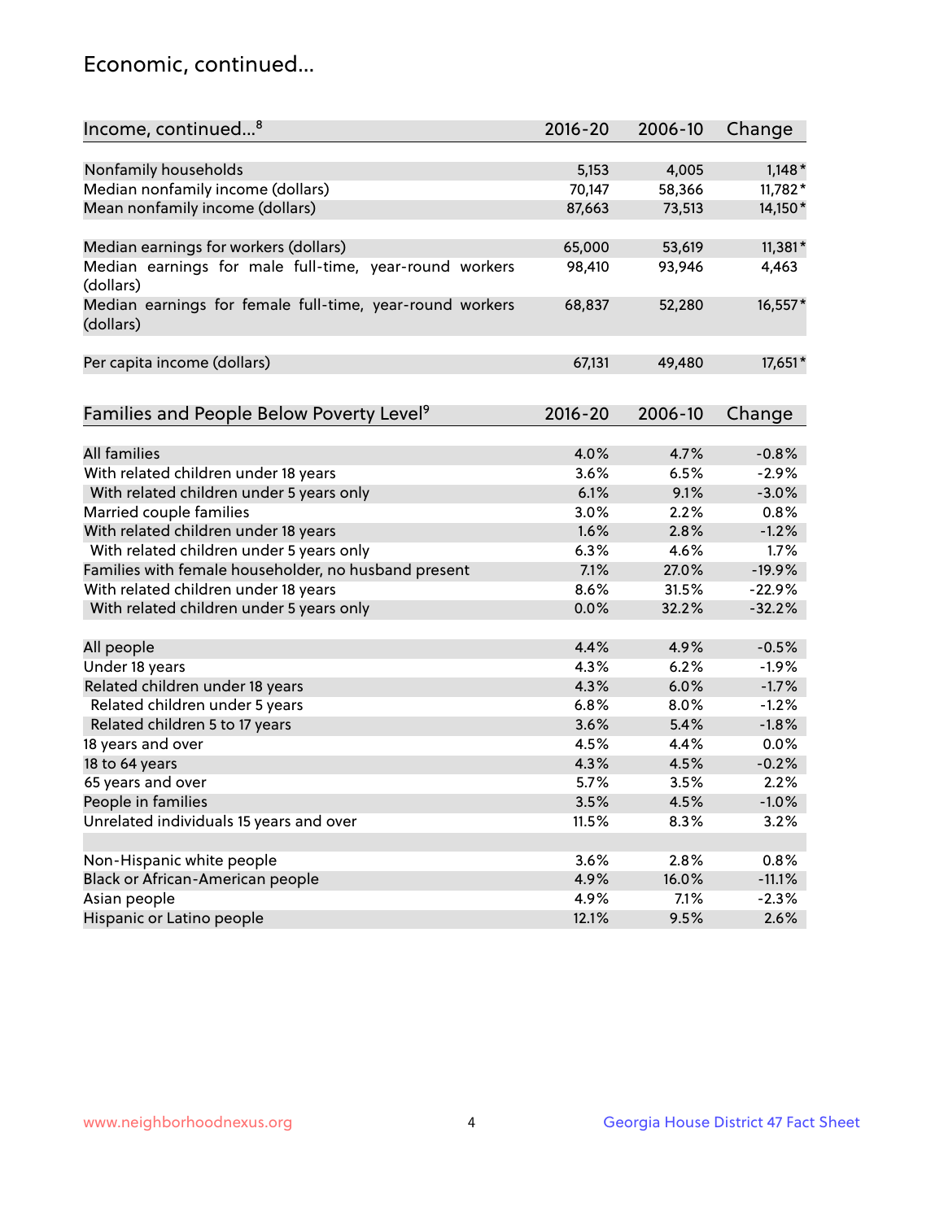## Economic, continued...

| Income, continued...[8] | 2016-20 | 2006-10 | Change |
|---|---|---|---|
| Nonfamily households | 5,153 | 4,005 | 1,148* |
| Median nonfamily income (dollars) | 70,147 | 58,366 | 11,782* |
| Mean nonfamily income (dollars) | 87,663 | 73,513 | 14,150* |
| Median earnings for workers (dollars) | 65,000 | 53,619 | 11,381* |
| Median earnings for male full-time, year-round workers (dollars) | 98,410 | 93,946 | 4,463 |
| Median earnings for female full-time, year-round workers (dollars) | 68,837 | 52,280 | 16,557* |
| Per capita income (dollars) | 67,131 | 49,480 | 17,651* |

| Families and People Below Poverty Level[9] | 2016-20 | 2006-10 | Change |
|---|---|---|---|
| All families | 4.0% | 4.7% | -0.8% |
| With related children under 18 years | 3.6% | 6.5% | -2.9% |
| With related children under 5 years only | 6.1% | 9.1% | -3.0% |
| Married couple families | 3.0% | 2.2% | 0.8% |
| With related children under 18 years | 1.6% | 2.8% | -1.2% |
| With related children under 5 years only | 6.3% | 4.6% | 1.7% |
| Families with female householder, no husband present | 7.1% | 27.0% | -19.9% |
| With related children under 18 years | 8.6% | 31.5% | -22.9% |
| With related children under 5 years only | 0.0% | 32.2% | -32.2% |
| All people | 4.4% | 4.9% | -0.5% |
| Under 18 years | 4.3% | 6.2% | -1.9% |
| Related children under 18 years | 4.3% | 6.0% | -1.7% |
| Related children under 5 years | 6.8% | 8.0% | -1.2% |
| Related children 5 to 17 years | 3.6% | 5.4% | -1.8% |
| 18 years and over | 4.5% | 4.4% | 0.0% |
| 18 to 64 years | 4.3% | 4.5% | -0.2% |
| 65 years and over | 5.7% | 3.5% | 2.2% |
| People in families | 3.5% | 4.5% | -1.0% |
| Unrelated individuals 15 years and over | 11.5% | 8.3% | 3.2% |
| Non-Hispanic white people | 3.6% | 2.8% | 0.8% |
| Black or African-American people | 4.9% | 16.0% | -11.1% |
| Asian people | 4.9% | 7.1% | -2.3% |
| Hispanic or Latino people | 12.1% | 9.5% | 2.6% |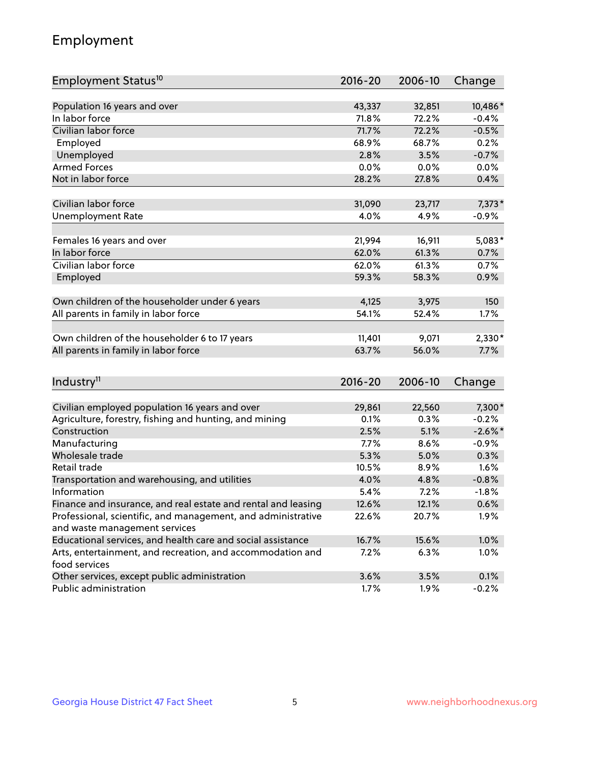## Employment

| Employment Status[10] | 2016-20 | 2006-10 | Change |
|---|---|---|---|
| Population 16 years and over | 43,337 | 32,851 | 10,486* |
| In labor force | 71.8% | 72.2% | -0.4% |
| Civilian labor force | 71.7% | 72.2% | -0.5% |
| Employed | 68.9% | 68.7% | 0.2% |
| Unemployed | 2.8% | 3.5% | -0.7% |
| Armed Forces | 0.0% | 0.0% | 0.0% |
| Not in labor force | 28.2% | 27.8% | 0.4% |
| | | | |
| Civilian labor force | 31,090 | 23,717 | 7,373* |
| Unemployment Rate | 4.0% | 4.9% | -0.9% |
| | | | |
| Females 16 years and over | 21,994 | 16,911 | 5,083* |
| In labor force | 62.0% | 61.3% | 0.7% |
| Civilian labor force | 62.0% | 61.3% | 0.7% |
| Employed | 59.3% | 58.3% | 0.9% |
| | | | |
| Own children of the householder under 6 years | 4,125 | 3,975 | 150 |
| All parents in family in labor force | 54.1% | 52.4% | 1.7% |
| | | | |
| Own children of the householder 6 to 17 years | 11,401 | 9,071 | 2,330* |
| All parents in family in labor force | 63.7% | 56.0% | 7.7% |

| Industry[11] | 2016-20 | 2006-10 | Change |
|---|---|---|---|
| Civilian employed population 16 years and over | 29,861 | 22,560 | 7,300* |
| Agriculture, forestry, fishing and hunting, and mining | 0.1% | 0.3% | -0.2% |
| Construction | 2.5% | 5.1% | -2.6%* |
| Manufacturing | 7.7% | 8.6% | -0.9% |
| Wholesale trade | 5.3% | 5.0% | 0.3% |
| Retail trade | 10.5% | 8.9% | 1.6% |
| Transportation and warehousing, and utilities | 4.0% | 4.8% | -0.8% |
| Information | 5.4% | 7.2% | -1.8% |
| Finance and insurance, and real estate and rental and leasing | 12.6% | 12.1% | 0.6% |
| Professional, scientific, and management, and administrative and waste management services | 22.6% | 20.7% | 1.9% |
| Educational services, and health care and social assistance | 16.7% | 15.6% | 1.0% |
| Arts, entertainment, and recreation, and accommodation and food services | 7.2% | 6.3% | 1.0% |
| Other services, except public administration | 3.6% | 3.5% | 0.1% |
| Public administration | 1.7% | 1.9% | -0.2% |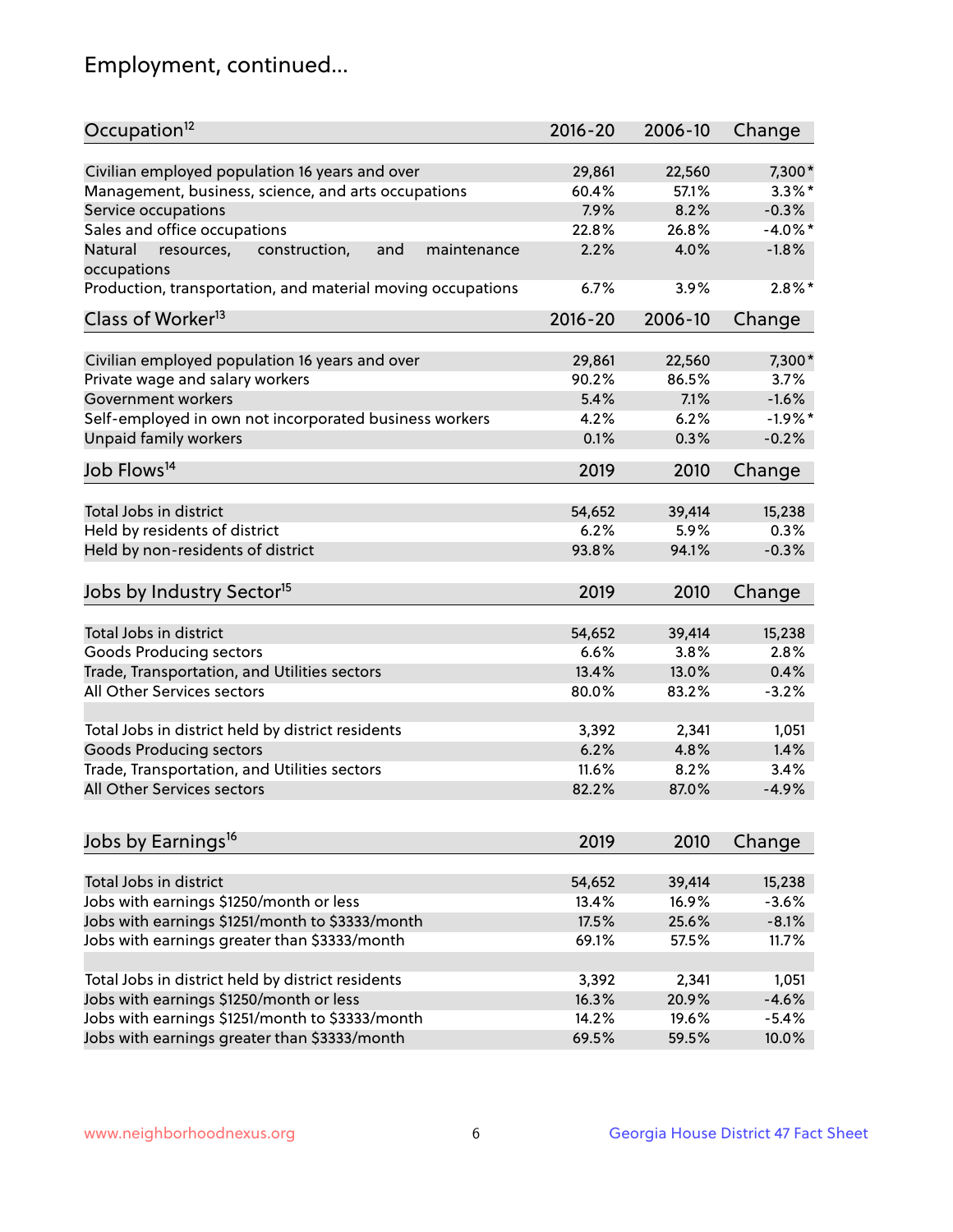## Employment, continued...

| Occupation[12] | 2016-20 | 2006-10 | Change |
|---|---|---|---|
| Civilian employed population 16 years and over | 29,861 | 22,560 | 7,300* |
| Management, business, science, and arts occupations | 60.4% | 57.1% | 3.3%* |
| Service occupations | 7.9% | 8.2% | -0.3% |
| Sales and office occupations | 22.8% | 26.8% | -4.0%* |
| Natural resources, construction, and maintenance occupations | 2.2% | 4.0% | -1.8% |
| Production, transportation, and material moving occupations | 6.7% | 3.9% | 2.8%* |

| Class of Worker[13] | 2016-20 | 2006-10 | Change |
|---|---|---|---|
| Civilian employed population 16 years and over | 29,861 | 22,560 | 7,300* |
| Private wage and salary workers | 90.2% | 86.5% | 3.7% |
| Government workers | 5.4% | 7.1% | -1.6% |
| Self-employed in own not incorporated business workers | 4.2% | 6.2% | -1.9%* |
| Unpaid family workers | 0.1% | 0.3% | -0.2% |

| Job Flows[14] | 2019 | 2010 | Change |
|---|---|---|---|
| Total Jobs in district | 54,652 | 39,414 | 15,238 |
| Held by residents of district | 6.2% | 5.9% | 0.3% |
| Held by non-residents of district | 93.8% | 94.1% | -0.3% |

| Jobs by Industry Sector[15] | 2019 | 2010 | Change |
|---|---|---|---|
| Total Jobs in district | 54,652 | 39,414 | 15,238 |
| Goods Producing sectors | 6.6% | 3.8% | 2.8% |
| Trade, Transportation, and Utilities sectors | 13.4% | 13.0% | 0.4% |
| All Other Services sectors | 80.0% | 83.2% | -3.2% |
| | | | |
| Total Jobs in district held by district residents | 3,392 | 2,341 | 1,051 |
| Goods Producing sectors | 6.2% | 4.8% | 1.4% |
| Trade, Transportation, and Utilities sectors | 11.6% | 8.2% | 3.4% |
| All Other Services sectors | 82.2% | 87.0% | -4.9% |

| Jobs by Earnings[16] | 2019 | 2010 | Change |
|---|---|---|---|
| Total Jobs in district | 54,652 | 39,414 | 15,238 |
| Jobs with earnings $1250/month or less | 13.4% | 16.9% | -3.6% |
| Jobs with earnings $1251/month to $3333/month | 17.5% | 25.6% | -8.1% |
| Jobs with earnings greater than $3333/month | 69.1% | 57.5% | 11.7% |
| | | | |
| Total Jobs in district held by district residents | 3,392 | 2,341 | 1,051 |
| Jobs with earnings $1250/month or less | 16.3% | 20.9% | -4.6% |
| Jobs with earnings $1251/month to $3333/month | 14.2% | 19.6% | -5.4% |
| Jobs with earnings greater than $3333/month | 69.5% | 59.5% | 10.0% |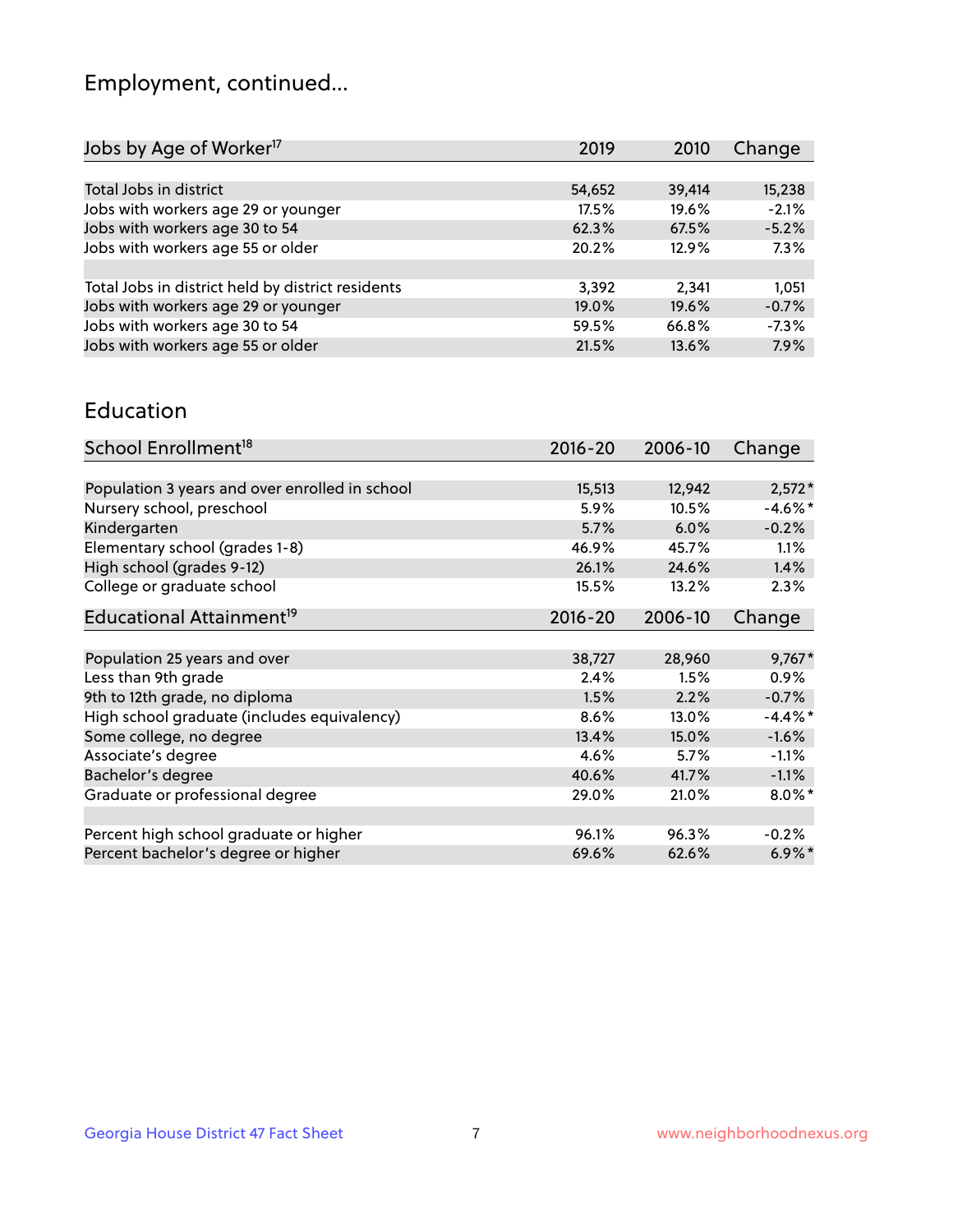## Employment, continued...

| Jobs by Age of Worker[17] | 2019 | 2010 | Change |
|---|---|---|---|
| Total Jobs in district | 54,652 | 39,414 | 15,238 |
| Jobs with workers age 29 or younger | 17.5% | 19.6% | -2.1% |
| Jobs with workers age 30 to 54 | 62.3% | 67.5% | -5.2% |
| Jobs with workers age 55 or older | 20.2% | 12.9% | 7.3% |
| | | | |
| Total Jobs in district held by district residents | 3,392 | 2,341 | 1,051 |
| Jobs with workers age 29 or younger | 19.0% | 19.6% | -0.7% |
| Jobs with workers age 30 to 54 | 59.5% | 66.8% | -7.3% |
| Jobs with workers age 55 or older | 21.5% | 13.6% | 7.9% |

## Education

| School Enrollment[18] | 2016-20 | 2006-10 | Change |
|---|---|---|---|
| Population 3 years and over enrolled in school | 15,513 | 12,942 | 2,572* |
| Nursery school, preschool | 5.9% | 10.5% | -4.6%* |
| Kindergarten | 5.7% | 6.0% | -0.2% |
| Elementary school (grades 1-8) | 46.9% | 45.7% | 1.1% |
| High school (grades 9-12) | 26.1% | 24.6% | 1.4% |
| College or graduate school | 15.5% | 13.2% | 2.3% |

| Educational Attainment[19] | 2016-20 | 2006-10 | Change |
|---|---|---|---|
| Population 25 years and over | 38,727 | 28,960 | 9,767* |
| Less than 9th grade | 2.4% | 1.5% | 0.9% |
| 9th to 12th grade, no diploma | 1.5% | 2.2% | -0.7% |
| High school graduate (includes equivalency) | 8.6% | 13.0% | -4.4%* |
| Some college, no degree | 13.4% | 15.0% | -1.6% |
| Associate's degree | 4.6% | 5.7% | -1.1% |
| Bachelor's degree | 40.6% | 41.7% | -1.1% |
| Graduate or professional degree | 29.0% | 21.0% | 8.0%* |
| | | | |
| Percent high school graduate or higher | 96.1% | 96.3% | -0.2% |
| Percent bachelor's degree or higher | 69.6% | 62.6% | 6.9%* |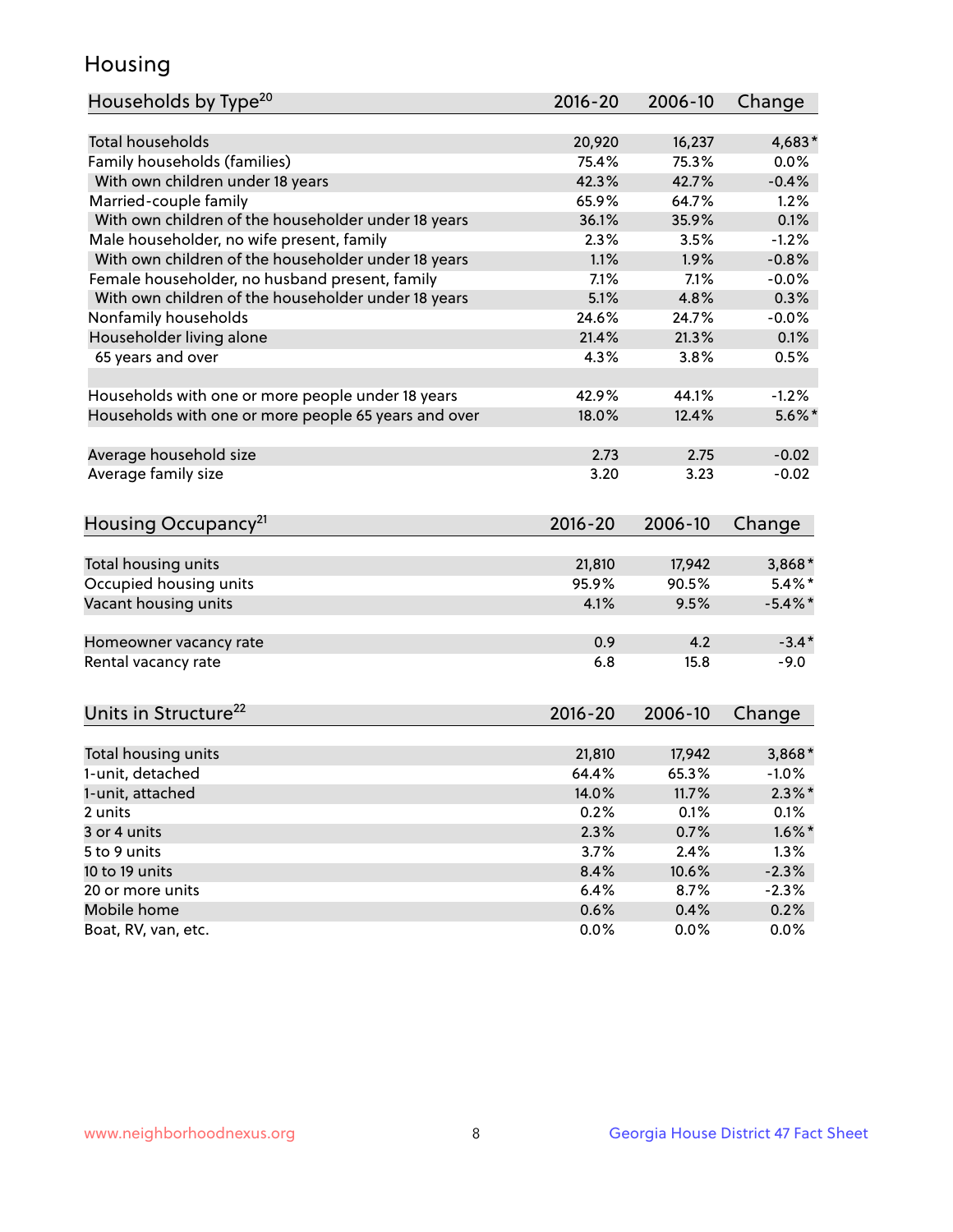## Housing

| Households by Type[20] | 2016-20 | 2006-10 | Change |
|---|---|---|---|
| Total households | 20,920 | 16,237 | 4,683* |
| Family households (families) | 75.4% | 75.3% | 0.0% |
| With own children under 18 years | 42.3% | 42.7% | -0.4% |
| Married-couple family | 65.9% | 64.7% | 1.2% |
| With own children of the householder under 18 years | 36.1% | 35.9% | 0.1% |
| Male householder, no wife present, family | 2.3% | 3.5% | -1.2% |
| With own children of the householder under 18 years | 1.1% | 1.9% | -0.8% |
| Female householder, no husband present, family | 7.1% | 7.1% | -0.0% |
| With own children of the householder under 18 years | 5.1% | 4.8% | 0.3% |
| Nonfamily households | 24.6% | 24.7% | -0.0% |
| Householder living alone | 21.4% | 21.3% | 0.1% |
| 65 years and over | 4.3% | 3.8% | 0.5% |
| | | | |
| Households with one or more people under 18 years | 42.9% | 44.1% | -1.2% |
| Households with one or more people 65 years and over | 18.0% | 12.4% | 5.6%* |
| | | | |
| Average household size | 2.73 | 2.75 | -0.02 |
| Average family size | 3.20 | 3.23 | -0.02 |

| Housing Occupancy[21] | 2016-20 | 2006-10 | Change |
|---|---|---|---|
| Total housing units | 21,810 | 17,942 | 3,868* |
| Occupied housing units | 95.9% | 90.5% | 5.4%* |
| Vacant housing units | 4.1% | 9.5% | -5.4%* |
| | | | |
| Homeowner vacancy rate | 0.9 | 4.2 | -3.4* |
| Rental vacancy rate | 6.8 | 15.8 | -9.0 |

| Units in Structure[22] | 2016-20 | 2006-10 | Change |
|---|---|---|---|
| Total housing units | 21,810 | 17,942 | 3,868* |
| 1-unit, detached | 64.4% | 65.3% | -1.0% |
| 1-unit, attached | 14.0% | 11.7% | 2.3%* |
| 2 units | 0.2% | 0.1% | 0.1% |
| 3 or 4 units | 2.3% | 0.7% | 1.6%* |
| 5 to 9 units | 3.7% | 2.4% | 1.3% |
| 10 to 19 units | 8.4% | 10.6% | -2.3% |
| 20 or more units | 6.4% | 8.7% | -2.3% |
| Mobile home | 0.6% | 0.4% | 0.2% |
| Boat, RV, van, etc. | 0.0% | 0.0% | 0.0% |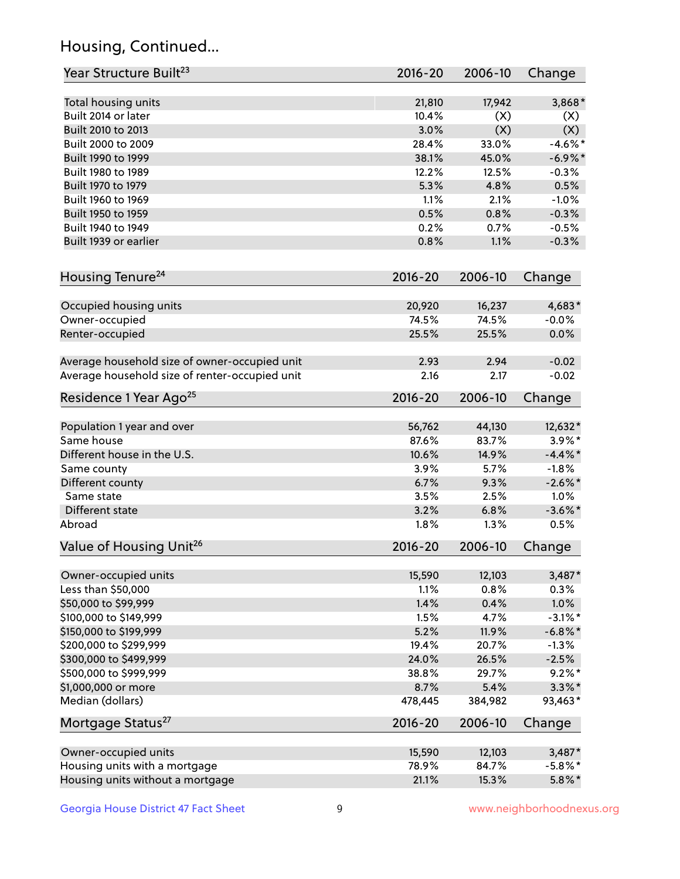## Housing, Continued...

| Year Structure Built[23] | 2016-20 | 2006-10 | Change |
|---|---|---|---|
| Total housing units | 21,810 | 17,942 | 3,868* |
| Built 2014 or later | 10.4% | (X) | (X) |
| Built 2010 to 2013 | 3.0% | (X) | (X) |
| Built 2000 to 2009 | 28.4% | 33.0% | -4.6%* |
| Built 1990 to 1999 | 38.1% | 45.0% | -6.9%* |
| Built 1980 to 1989 | 12.2% | 12.5% | -0.3% |
| Built 1970 to 1979 | 5.3% | 4.8% | 0.5% |
| Built 1960 to 1969 | 1.1% | 2.1% | -1.0% |
| Built 1950 to 1959 | 0.5% | 0.8% | -0.3% |
| Built 1940 to 1949 | 0.2% | 0.7% | -0.5% |
| Built 1939 or earlier | 0.8% | 1.1% | -0.3% |

| Housing Tenure[24] | 2016-20 | 2006-10 | Change |
|---|---|---|---|
| Occupied housing units | 20,920 | 16,237 | 4,683* |
| Owner-occupied | 74.5% | 74.5% | -0.0% |
| Renter-occupied | 25.5% | 25.5% | 0.0% |
| Average household size of owner-occupied unit | 2.93 | 2.94 | -0.02 |
| Average household size of renter-occupied unit | 2.16 | 2.17 | -0.02 |

| Residence 1 Year Ago[25] | 2016-20 | 2006-10 | Change |
|---|---|---|---|
| Population 1 year and over | 56,762 | 44,130 | 12,632* |
| Same house | 87.6% | 83.7% | 3.9%* |
| Different house in the U.S. | 10.6% | 14.9% | -4.4%* |
| Same county | 3.9% | 5.7% | -1.8% |
| Different county | 6.7% | 9.3% | -2.6%* |
| Same state | 3.5% | 2.5% | 1.0% |
| Different state | 3.2% | 6.8% | -3.6%* |
| Abroad | 1.8% | 1.3% | 0.5% |

| Value of Housing Unit[26] | 2016-20 | 2006-10 | Change |
|---|---|---|---|
| Owner-occupied units | 15,590 | 12,103 | 3,487* |
| Less than $50,000 | 1.1% | 0.8% | 0.3% |
| $50,000 to $99,999 | 1.4% | 0.4% | 1.0% |
| $100,000 to $149,999 | 1.5% | 4.7% | -3.1%* |
| $150,000 to $199,999 | 5.2% | 11.9% | -6.8%* |
| $200,000 to $299,999 | 19.4% | 20.7% | -1.3% |
| $300,000 to $499,999 | 24.0% | 26.5% | -2.5% |
| $500,000 to $999,999 | 38.8% | 29.7% | 9.2%* |
| $1,000,000 or more | 8.7% | 5.4% | 3.3%* |
| Median (dollars) | 478,445 | 384,982 | 93,463* |

| Mortgage Status[27] | 2016-20 | 2006-10 | Change |
|---|---|---|---|
| Owner-occupied units | 15,590 | 12,103 | 3,487* |
| Housing units with a mortgage | 78.9% | 84.7% | -5.8%* |
| Housing units without a mortgage | 21.1% | 15.3% | 5.8%* |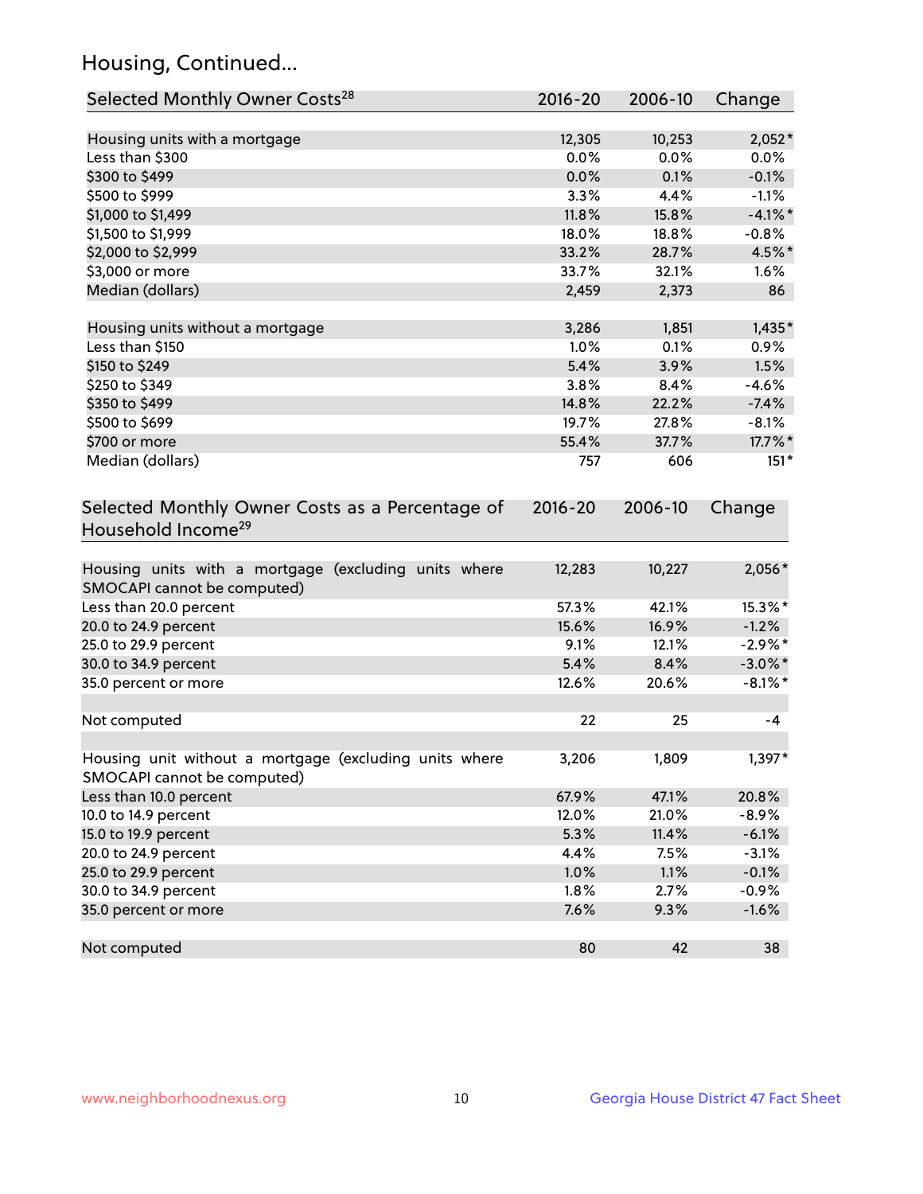## Housing, Continued...

| Selected Monthly Owner Costs[28] | 2016-20 | 2006-10 | Change |
|---|---|---|---|
| Housing units with a mortgage | 12,305 | 10,253 | 2,052* |
| Less than $300 | 0.0% | 0.0% | 0.0% |
| $300 to $499 | 0.0% | 0.1% | -0.1% |
| $500 to $999 | 3.3% | 4.4% | -1.1% |
| $1,000 to $1,499 | 11.8% | 15.8% | -4.1%* |
| $1,500 to $1,999 | 18.0% | 18.8% | -0.8% |
| $2,000 to $2,999 | 33.2% | 28.7% | 4.5%* |
| $3,000 or more | 33.7% | 32.1% | 1.6% |
| Median (dollars) | 2,459 | 2,373 | 86 |
| | | | |
| Housing units without a mortgage | 3,286 | 1,851 | 1,435* |
| Less than $150 | 1.0% | 0.1% | 0.9% |
| $150 to $249 | 5.4% | 3.9% | 1.5% |
| $250 to $349 | 3.8% | 8.4% | -4.6% |
| $350 to $499 | 14.8% | 22.2% | -7.4% |
| $500 to $699 | 19.7% | 27.8% | -8.1% |
| $700 or more | 55.4% | 37.7% | 17.7%* |
| Median (dollars) | 757 | 606 | 151* |

| Selected Monthly Owner Costs as a Percentage of Household Income[29] | 2016-20 | 2006-10 | Change |
|---|---|---|---|
| Housing units with a mortgage (excluding units where SMOCAPI cannot be computed) | 12,283 | 10,227 | 2,056* |
| Less than 20.0 percent | 57.3% | 42.1% | 15.3%* |
| 20.0 to 24.9 percent | 15.6% | 16.9% | -1.2% |
| 25.0 to 29.9 percent | 9.1% | 12.1% | -2.9%* |
| 30.0 to 34.9 percent | 5.4% | 8.4% | -3.0%* |
| 35.0 percent or more | 12.6% | 20.6% | -8.1%* |
| | | | |
| Not computed | 22 | 25 | -4 |
| | | | |
| Housing unit without a mortgage (excluding units where SMOCAPI cannot be computed) | 3,206 | 1,809 | 1,397* |
| Less than 10.0 percent | 67.9% | 47.1% | 20.8% |
| 10.0 to 14.9 percent | 12.0% | 21.0% | -8.9% |
| 15.0 to 19.9 percent | 5.3% | 11.4% | -6.1% |
| 20.0 to 24.9 percent | 4.4% | 7.5% | -3.1% |
| 25.0 to 29.9 percent | 1.0% | 1.1% | -0.1% |
| 30.0 to 34.9 percent | 1.8% | 2.7% | -0.9% |
| 35.0 percent or more | 7.6% | 9.3% | -1.6% |
| | | | |
| Not computed | 80 | 42 | 38 |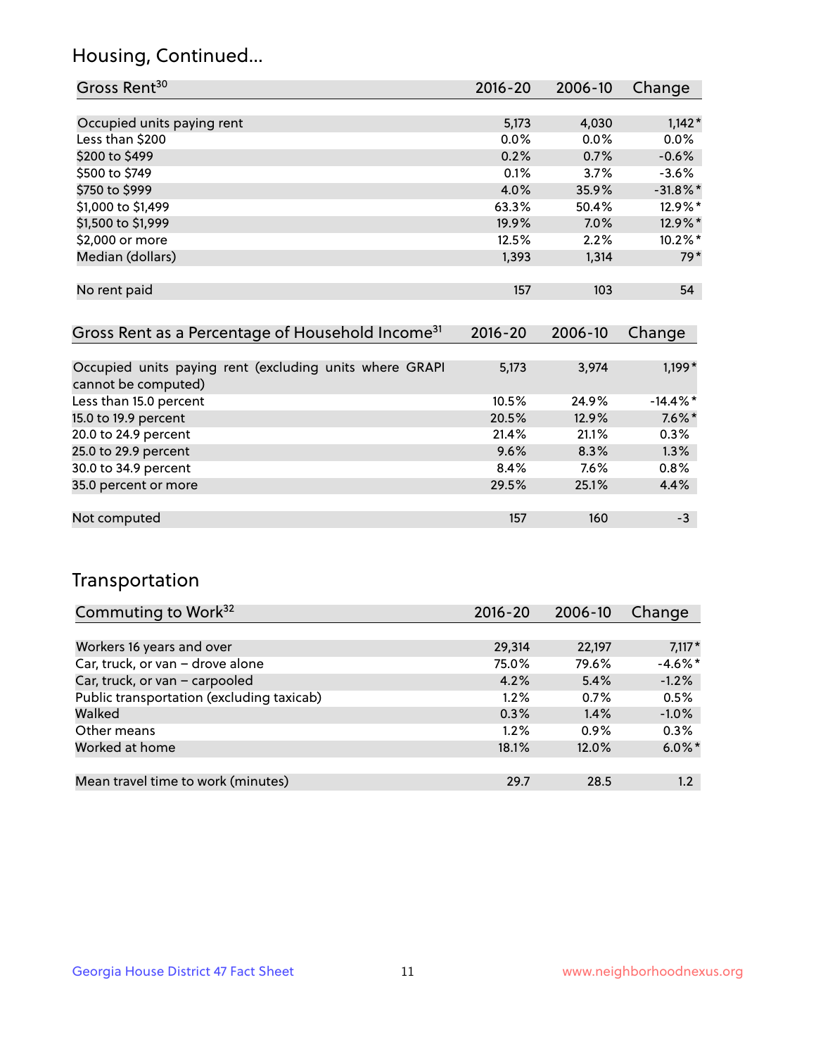## Housing, Continued...

| Gross Rent[30] | 2016-20 | 2006-10 | Change |
|---|---|---|---|
| Occupied units paying rent | 5,173 | 4,030 | 1,142* |
| Less than $200 | 0.0% | 0.0% | 0.0% |
| $200 to $499 | 0.2% | 0.7% | -0.6% |
| $500 to $749 | 0.1% | 3.7% | -3.6% |
| $750 to $999 | 4.0% | 35.9% | -31.8%* |
| $1,000 to $1,499 | 63.3% | 50.4% | 12.9%* |
| $1,500 to $1,999 | 19.9% | 7.0% | 12.9%* |
| $2,000 or more | 12.5% | 2.2% | 10.2%* |
| Median (dollars) | 1,393 | 1,314 | 79* |
| No rent paid | 157 | 103 | 54 |

| Gross Rent as a Percentage of Household Income[31] | 2016-20 | 2006-10 | Change |
|---|---|---|---|
| Occupied units paying rent (excluding units where GRAPI cannot be computed) | 5,173 | 3,974 | 1,199* |
| Less than 15.0 percent | 10.5% | 24.9% | -14.4%* |
| 15.0 to 19.9 percent | 20.5% | 12.9% | 7.6%* |
| 20.0 to 24.9 percent | 21.4% | 21.1% | 0.3% |
| 25.0 to 29.9 percent | 9.6% | 8.3% | 1.3% |
| 30.0 to 34.9 percent | 8.4% | 7.6% | 0.8% |
| 35.0 percent or more | 29.5% | 25.1% | 4.4% |
| Not computed | 157 | 160 | -3 |

## Transportation

| Commuting to Work[32] | 2016-20 | 2006-10 | Change |
|---|---|---|---|
| Workers 16 years and over | 29,314 | 22,197 | 7,117* |
| Car, truck, or van – drove alone | 75.0% | 79.6% | -4.6%* |
| Car, truck, or van – carpooled | 4.2% | 5.4% | -1.2% |
| Public transportation (excluding taxicab) | 1.2% | 0.7% | 0.5% |
| Walked | 0.3% | 1.4% | -1.0% |
| Other means | 1.2% | 0.9% | 0.3% |
| Worked at home | 18.1% | 12.0% | 6.0%* |
| Mean travel time to work (minutes) | 29.7 | 28.5 | 1.2 |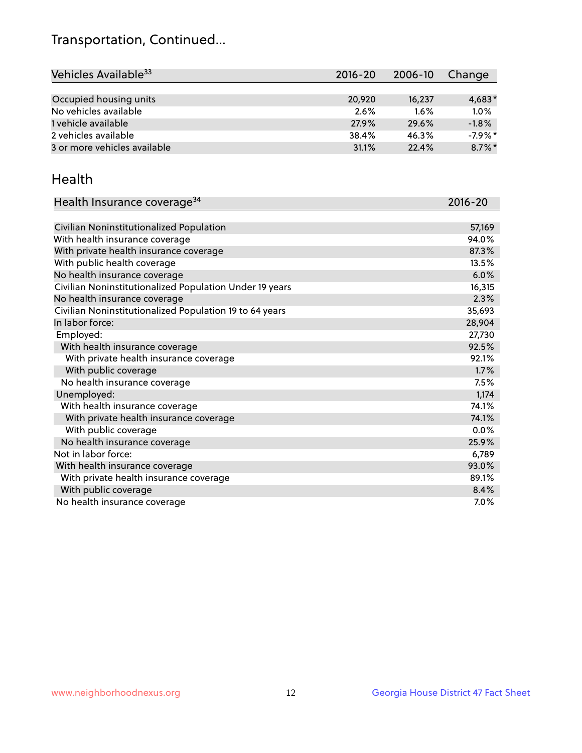# Transportation, Continued...

| Vehicles Available[33] | 2016-20 | 2006-10 | Change |
|---|---|---|---|
| Occupied housing units | 20,920 | 16,237 | 4,683* |
| No vehicles available | 2.6% | 1.6% | 1.0% |
| 1 vehicle available | 27.9% | 29.6% | -1.8% |
| 2 vehicles available | 38.4% | 46.3% | -7.9%* |
| 3 or more vehicles available | 31.1% | 22.4% | 8.7%* |

## Health

| Health Insurance coverage[34] | 2016-20 |
|---|---|
| Civilian Noninstitutionalized Population | 57,169 |
| With health insurance coverage | 94.0% |
| With private health insurance coverage | 87.3% |
| With public health coverage | 13.5% |
| No health insurance coverage | 6.0% |
| Civilian Noninstitutionalized Population Under 19 years | 16,315 |
| No health insurance coverage | 2.3% |
| Civilian Noninstitutionalized Population 19 to 64 years | 35,693 |
| In labor force: | 28,904 |
| Employed: | 27,730 |
| With health insurance coverage | 92.5% |
| With private health insurance coverage | 92.1% |
| With public coverage | 1.7% |
| No health insurance coverage | 7.5% |
| Unemployed: | 1,174 |
| With health insurance coverage | 74.1% |
| With private health insurance coverage | 74.1% |
| With public coverage | 0.0% |
| No health insurance coverage | 25.9% |
| Not in labor force: | 6,789 |
| With health insurance coverage | 93.0% |
| With private health insurance coverage | 89.1% |
| With public coverage | 8.4% |
| No health insurance coverage | 7.0% |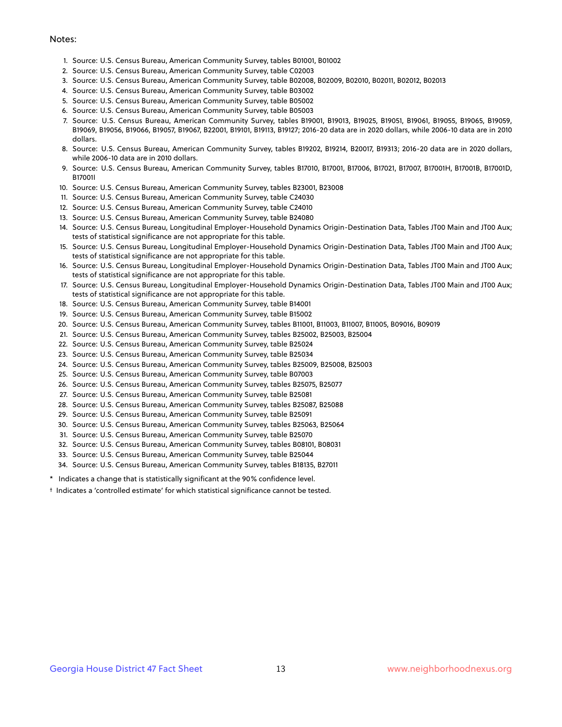Notes:

1. Source: U.S. Census Bureau, American Community Survey, tables B01001, B01002
2. Source: U.S. Census Bureau, American Community Survey, table C02003
3. Source: U.S. Census Bureau, American Community Survey, table B02008, B02009, B02010, B02011, B02012, B02013
4. Source: U.S. Census Bureau, American Community Survey, table B03002
5. Source: U.S. Census Bureau, American Community Survey, table B05002
6. Source: U.S. Census Bureau, American Community Survey, table B05003
7. Source: U.S. Census Bureau, American Community Survey, tables B19001, B19013, B19025, B19051, B19061, B19055, B19065, B19059, B19069, B19056, B19066, B19057, B19067, B22001, B19101, B19113, B19127; 2016-20 data are in 2020 dollars, while 2006-10 data are in 2010 dollars.
8. Source: U.S. Census Bureau, American Community Survey, tables B19202, B19214, B20017, B19313; 2016-20 data are in 2020 dollars, while 2006-10 data are in 2010 dollars.
9. Source: U.S. Census Bureau, American Community Survey, tables B17010, B17001, B17006, B17021, B17007, B17001H, B17001B, B17001D, B17001I
10. Source: U.S. Census Bureau, American Community Survey, tables B23001, B23008
11. Source: U.S. Census Bureau, American Community Survey, table C24030
12. Source: U.S. Census Bureau, American Community Survey, table C24010
13. Source: U.S. Census Bureau, American Community Survey, table B24080
14. Source: U.S. Census Bureau, Longitudinal Employer-Household Dynamics Origin-Destination Data, Tables JT00 Main and JT00 Aux; tests of statistical significance are not appropriate for this table.
15. Source: U.S. Census Bureau, Longitudinal Employer-Household Dynamics Origin-Destination Data, Tables JT00 Main and JT00 Aux; tests of statistical significance are not appropriate for this table.
16. Source: U.S. Census Bureau, Longitudinal Employer-Household Dynamics Origin-Destination Data, Tables JT00 Main and JT00 Aux; tests of statistical significance are not appropriate for this table.
17. Source: U.S. Census Bureau, Longitudinal Employer-Household Dynamics Origin-Destination Data, Tables JT00 Main and JT00 Aux; tests of statistical significance are not appropriate for this table.
18. Source: U.S. Census Bureau, American Community Survey, table B14001
19. Source: U.S. Census Bureau, American Community Survey, table B15002
20. Source: U.S. Census Bureau, American Community Survey, tables B11001, B11003, B11007, B11005, B09016, B09019
21. Source: U.S. Census Bureau, American Community Survey, tables B25002, B25003, B25004
22. Source: U.S. Census Bureau, American Community Survey, table B25024
23. Source: U.S. Census Bureau, American Community Survey, table B25034
24. Source: U.S. Census Bureau, American Community Survey, tables B25009, B25008, B25003
25. Source: U.S. Census Bureau, American Community Survey, table B07003
26. Source: U.S. Census Bureau, American Community Survey, tables B25075, B25077
27. Source: U.S. Census Bureau, American Community Survey, table B25081
28. Source: U.S. Census Bureau, American Community Survey, tables B25087, B25088
29. Source: U.S. Census Bureau, American Community Survey, table B25091
30. Source: U.S. Census Bureau, American Community Survey, tables B25063, B25064
31. Source: U.S. Census Bureau, American Community Survey, table B25070
32. Source: U.S. Census Bureau, American Community Survey, tables B08101, B08031
33. Source: U.S. Census Bureau, American Community Survey, table B25044
34. Source: U.S. Census Bureau, American Community Survey, tables B18135, B27011

\* Indicates a change that is statistically significant at the 90% confidence level.

† Indicates a 'controlled estimate' for which statistical significance cannot be tested.